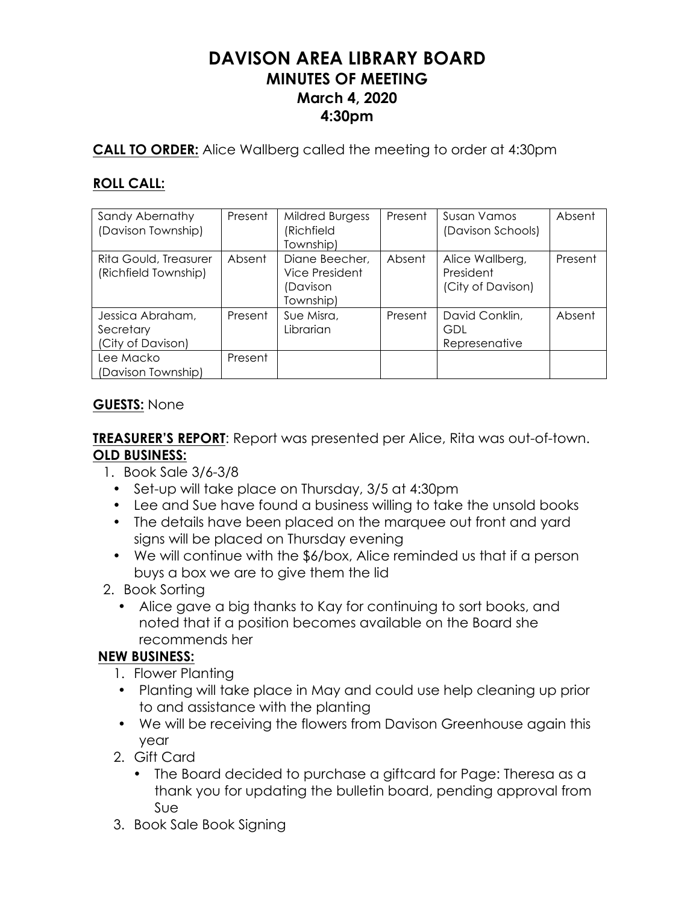# DAVISON AREA LIBRARY BOARD
## MINUTES OF MEETING
### March 4, 2020
### 4:30pm

**CALL TO ORDER:** Alice Wallberg called the meeting to order at 4:30pm

**ROLL CALL:**

| | | | | | |
|---|---|---|---|---|---|
| Sandy Abernathy (Davison Township) | Present | Mildred Burgess (Richfield Township) | Present | Susan Vamos (Davison Schools) | Absent |
| Rita Gould, Treasurer (Richfield Township) | Absent | Diane Beecher, Vice President (Davison Township) | Absent | Alice Wallberg, President (City of Davison) | Present |
| Jessica Abraham, Secretary (City of Davison) | Present | Sue Misra, Librarian | Present | David Conklin, GDL Represenative | Absent |
| Lee Macko (Davison Township) | Present | | | | |

**GUESTS:** None

**TREASURER'S REPORT**: Report was presented per Alice, Rita was out-of-town.

**OLD BUSINESS:**

1. Book Sale 3/6-3/8
   - Set-up will take place on Thursday, 3/5 at 4:30pm
   - Lee and Sue have found a business willing to take the unsold books
   - The details have been placed on the marquee out front and yard signs will be placed on Thursday evening
   - We will continue with the $6/box, Alice reminded us that if a person buys a box we are to give them the lid
2. Book Sorting
   - Alice gave a big thanks to Kay for continuing to sort books, and noted that if a position becomes available on the Board she recommends her

**NEW BUSINESS:**

1. Flower Planting
   - Planting will take place in May and could use help cleaning up prior to and assistance with the planting
   - We will be receiving the flowers from Davison Greenhouse again this year
2. Gift Card
   - The Board decided to purchase a giftcard for Page: Theresa as a thank you for updating the bulletin board, pending approval from Sue
3. Book Sale Book Signing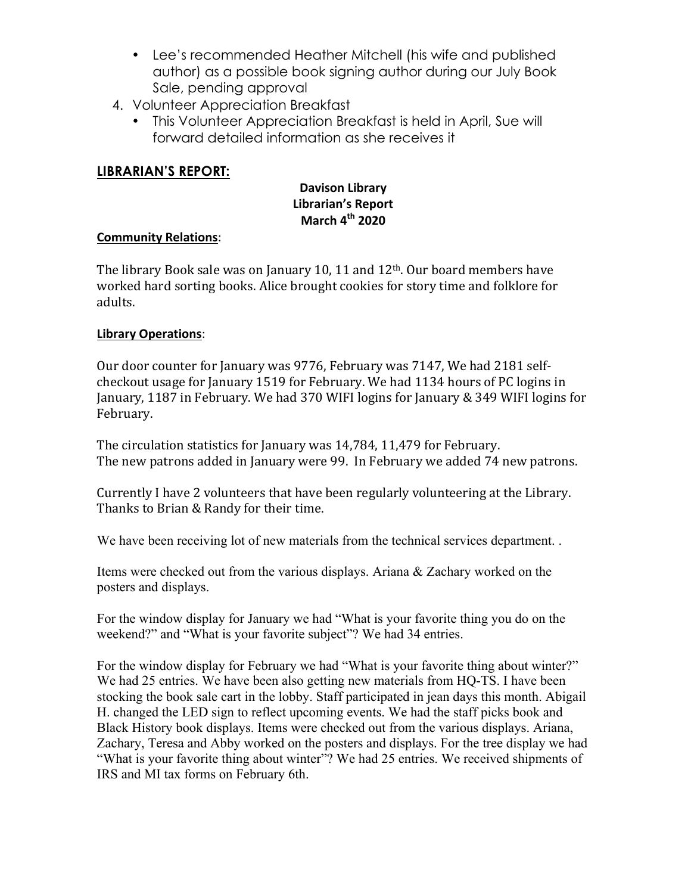- Lee's recommended Heather Mitchell (his wife and published author) as a possible book signing author during our July Book Sale, pending approval

4. Volunteer Appreciation Breakfast
   - This Volunteer Appreciation Breakfast is held in April, Sue will forward detailed information as she receives it

## LIBRARIAN'S REPORT:

**Davison Library**
**Librarian's Report**
**March 4th 2020**

**Community Relations**:

The library Book sale was on January 10, 11 and 12th. Our board members have worked hard sorting books. Alice brought cookies for story time and folklore for adults.

**Library Operations**:

Our door counter for January was 9776, February was 7147, We had 2181 self-checkout usage for January 1519 for February. We had 1134 hours of PC logins in January, 1187 in February. We had 370 WIFI logins for January & 349 WIFI logins for February.

The circulation statistics for January was 14,784, 11,479 for February.
The new patrons added in January were 99. In February we added 74 new patrons.

Currently I have 2 volunteers that have been regularly volunteering at the Library. Thanks to Brian & Randy for their time.

We have been receiving lot of new materials from the technical services department. .

Items were checked out from the various displays. Ariana & Zachary worked on the posters and displays.

For the window display for January we had "What is your favorite thing you do on the weekend?" and "What is your favorite subject"? We had 34 entries.

For the window display for February we had "What is your favorite thing about winter?" We had 25 entries. We have been also getting new materials from HQ-TS. I have been stocking the book sale cart in the lobby. Staff participated in jean days this month. Abigail H. changed the LED sign to reflect upcoming events. We had the staff picks book and Black History book displays. Items were checked out from the various displays. Ariana, Zachary, Teresa and Abby worked on the posters and displays. For the tree display we had "What is your favorite thing about winter"? We had 25 entries. We received shipments of IRS and MI tax forms on February 6th.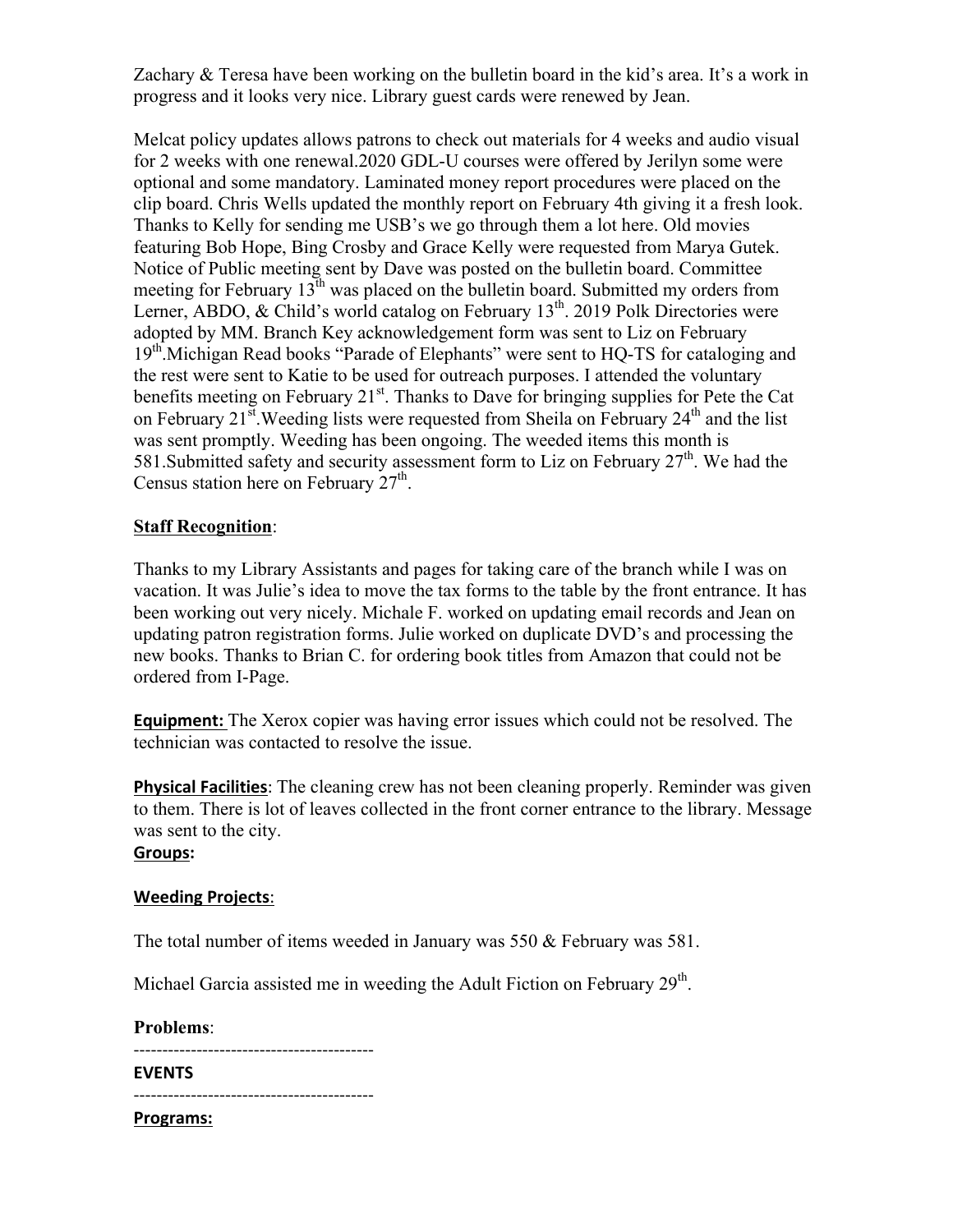Zachary & Teresa have been working on the bulletin board in the kid's area. It's a work in progress and it looks very nice. Library guest cards were renewed by Jean.

Melcat policy updates allows patrons to check out materials for 4 weeks and audio visual for 2 weeks with one renewal.2020 GDL-U courses were offered by Jerilyn some were optional and some mandatory. Laminated money report procedures were placed on the clip board. Chris Wells updated the monthly report on February 4th giving it a fresh look. Thanks to Kelly for sending me USB's we go through them a lot here. Old movies featuring Bob Hope, Bing Crosby and Grace Kelly were requested from Marya Gutek. Notice of Public meeting sent by Dave was posted on the bulletin board. Committee meeting for February 13th was placed on the bulletin board. Submitted my orders from Lerner, ABDO, & Child's world catalog on February 13th. 2019 Polk Directories were adopted by MM. Branch Key acknowledgement form was sent to Liz on February 19th.Michigan Read books "Parade of Elephants" were sent to HQ-TS for cataloging and the rest were sent to Katie to be used for outreach purposes. I attended the voluntary benefits meeting on February 21st. Thanks to Dave for bringing supplies for Pete the Cat on February 21st.Weeding lists were requested from Sheila on February 24th and the list was sent promptly. Weeding has been ongoing. The weeded items this month is 581.Submitted safety and security assessment form to Liz on February 27th. We had the Census station here on February 27th.

**Staff Recognition**:

Thanks to my Library Assistants and pages for taking care of the branch while I was on vacation. It was Julie's idea to move the tax forms to the table by the front entrance. It has been working out very nicely. Michale F. worked on updating email records and Jean on updating patron registration forms. Julie worked on duplicate DVD's and processing the new books. Thanks to Brian C. for ordering book titles from Amazon that could not be ordered from I-Page.

**Equipment:** The Xerox copier was having error issues which could not be resolved. The technician was contacted to resolve the issue.

**Physical Facilities**: The cleaning crew has not been cleaning properly. Reminder was given to them. There is lot of leaves collected in the front corner entrance to the library. Message was sent to the city.

**Groups:**

**Weeding Projects**:

The total number of items weeded in January was 550 & February was 581.

Michael Garcia assisted me in weeding the Adult Fiction on February 29th.

**Problems**:

-----------------------------------------

**EVENTS**

-----------------------------------------

**Programs:**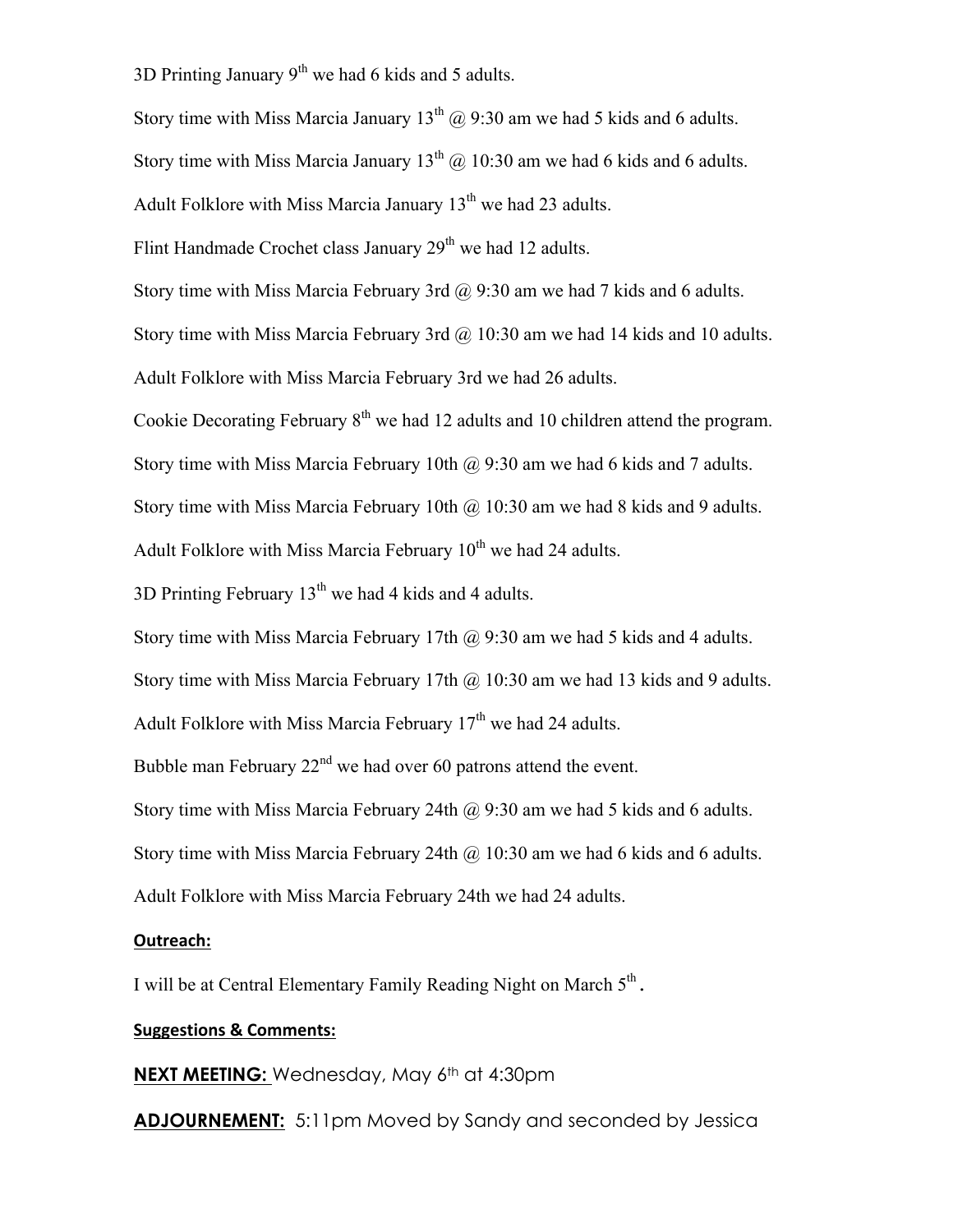3D Printing January 9th we had 6 kids and 5 adults.

Story time with Miss Marcia January 13th @ 9:30 am we had 5 kids and 6 adults.

Story time with Miss Marcia January 13th @ 10:30 am we had 6 kids and 6 adults.

Adult Folklore with Miss Marcia January 13th we had 23 adults.

Flint Handmade Crochet class January 29th we had 12 adults.

Story time with Miss Marcia February 3rd @ 9:30 am we had 7 kids and 6 adults.

Story time with Miss Marcia February 3rd @ 10:30 am we had 14 kids and 10 adults.

Adult Folklore with Miss Marcia February 3rd we had 26 adults.

Cookie Decorating February 8th we had 12 adults and 10 children attend the program.

Story time with Miss Marcia February 10th @ 9:30 am we had 6 kids and 7 adults.

Story time with Miss Marcia February 10th @ 10:30 am we had 8 kids and 9 adults.

Adult Folklore with Miss Marcia February 10th we had 24 adults.

3D Printing February 13th we had 4 kids and 4 adults.

Story time with Miss Marcia February 17th @ 9:30 am we had 5 kids and 4 adults.

Story time with Miss Marcia February 17th @ 10:30 am we had 13 kids and 9 adults.

Adult Folklore with Miss Marcia February 17th we had 24 adults.

Bubble man February 22nd we had over 60 patrons attend the event.

Story time with Miss Marcia February 24th @ 9:30 am we had 5 kids and 6 adults.

Story time with Miss Marcia February 24th @ 10:30 am we had 6 kids and 6 adults.

Adult Folklore with Miss Marcia February 24th we had 24 adults.

**Outreach:**

I will be at Central Elementary Family Reading Night on March 5th.

**Suggestions & Comments:**

**NEXT MEETING:** Wednesday, May 6th at 4:30pm

**ADJOURNEMENT:** 5:11pm Moved by Sandy and seconded by Jessica